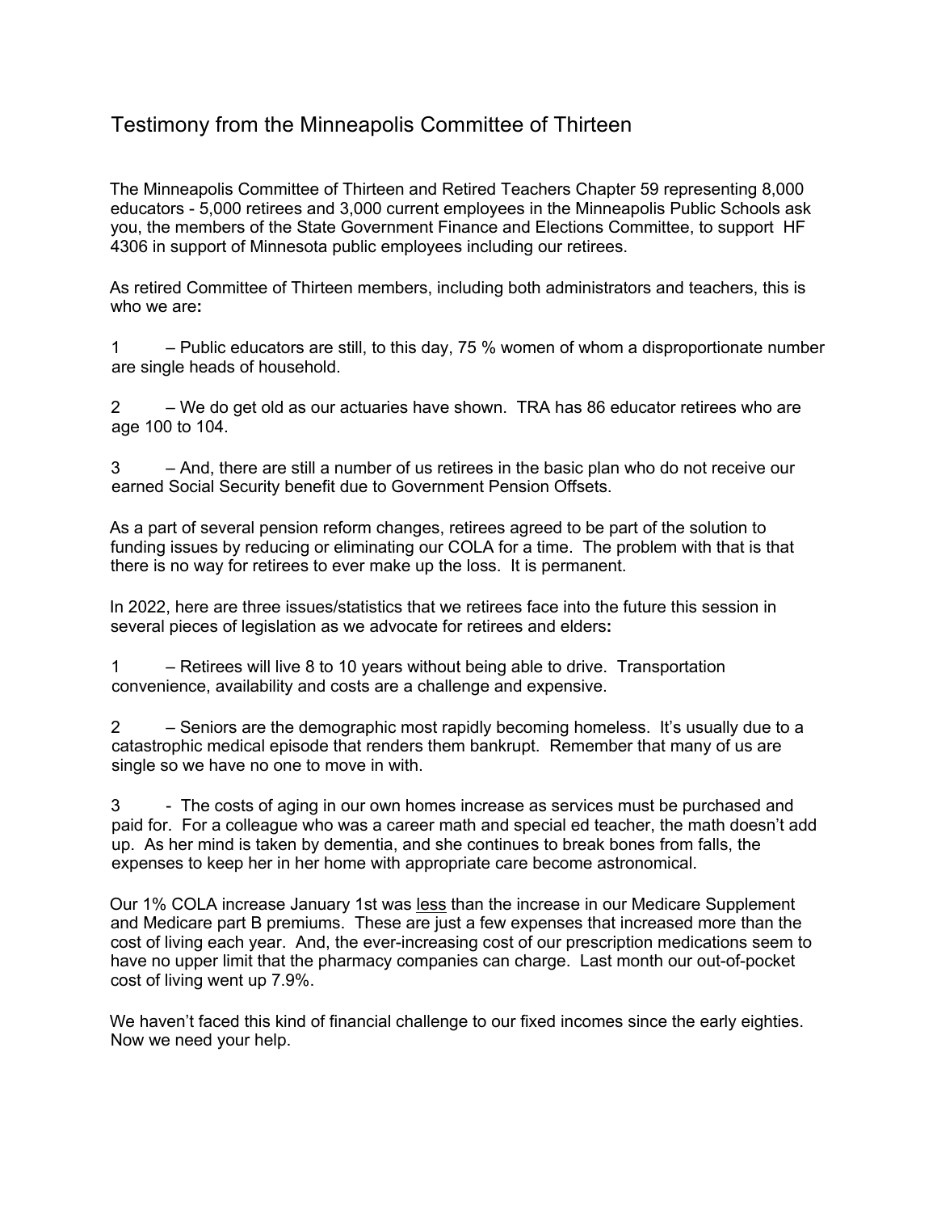# Testimony from the Minneapolis Committee of Thirteen

The Minneapolis Committee of Thirteen and Retired Teachers Chapter 59 representing 8,000 educators - 5,000 retirees and 3,000 current employees in the Minneapolis Public Schools ask you, the members of the State Government Finance and Elections Committee, to support HF 4306 in support of Minnesota public employees including our retirees.

As retired Committee of Thirteen members, including both administrators and teachers, this is who we are**:**

1 – Public educators are still, to this day, 75 % women of whom a disproportionate number are single heads of household.

2 – We do get old as our actuaries have shown. TRA has 86 educator retirees who are age 100 to 104.

3 – And, there are still a number of us retirees in the basic plan who do not receive our earned Social Security benefit due to Government Pension Offsets.

As a part of several pension reform changes, retirees agreed to be part of the solution to funding issues by reducing or eliminating our COLA for a time. The problem with that is that there is no way for retirees to ever make up the loss. It is permanent.

In 2022, here are three issues/statistics that we retirees face into the future this session in several pieces of legislation as we advocate for retirees and elders**:**

1 – Retirees will live 8 to 10 years without being able to drive. Transportation convenience, availability and costs are a challenge and expensive.

2 – Seniors are the demographic most rapidly becoming homeless. It's usually due to a catastrophic medical episode that renders them bankrupt. Remember that many of us are single so we have no one to move in with.

3 - The costs of aging in our own homes increase as services must be purchased and paid for. For a colleague who was a career math and special ed teacher, the math doesn't add up. As her mind is taken by dementia, and she continues to break bones from falls, the expenses to keep her in her home with appropriate care become astronomical.

Our 1% COLA increase January 1st was <u>less</u> than the increase in our Medicare Supplement and Medicare part B premiums. These are just a few expenses that increased more than the cost of living each year. And, the ever-increasing cost of our prescription medications seem to have no upper limit that the pharmacy companies can charge. Last month our out-of-pocket cost of living went up 7.9%.

We haven't faced this kind of financial challenge to our fixed incomes since the early eighties. Now we need your help.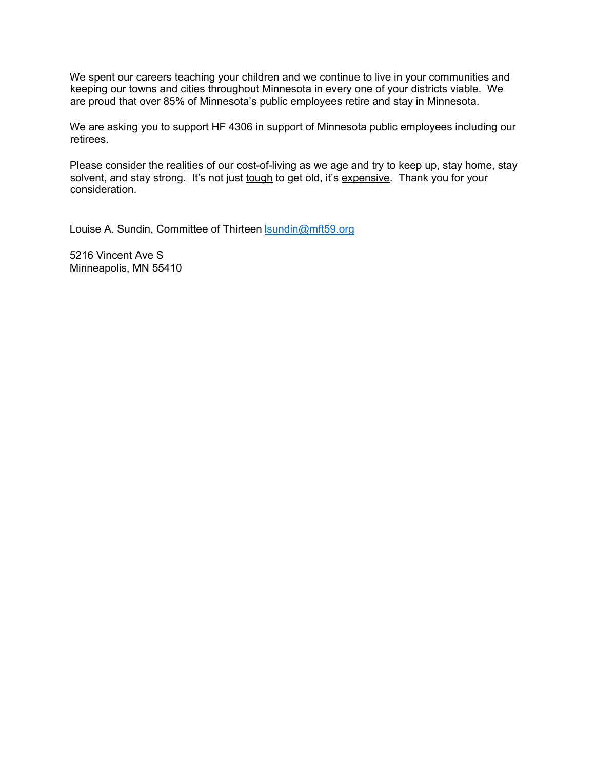We spent our careers teaching your children and we continue to live in your communities and keeping our towns and cities throughout Minnesota in every one of your districts viable. We are proud that over 85% of Minnesota's public employees retire and stay in Minnesota.

We are asking you to support HF 4306 in support of Minnesota public employees including our retirees.

Please consider the realities of our cost-of-living as we age and try to keep up, stay home, stay solvent, and stay strong. It's not just <u>tough</u> to get old, it's <u>expensive</u>. Thank you for your consideration.

Louise A. Sundin, Committee of Thirteen lsundin@mft59.org

5216 Vincent Ave S
Minneapolis, MN 55410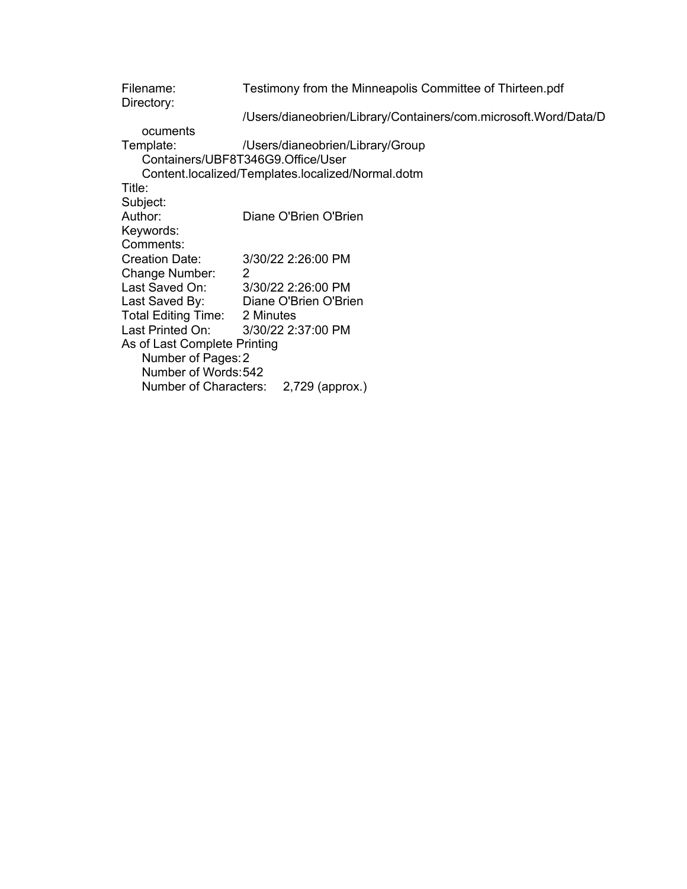Filename: Testimony from the Minneapolis Committee of Thirteen.pdf
Directory: /Users/dianeobrien/Library/Containers/com.microsoft.Word/Data/Documents
Template: /Users/dianeobrien/Library/Group Containers/UBF8T346G9.Office/User Content.localized/Templates.localized/Normal.dotm
Title:
Subject:
Author: Diane O'Brien O'Brien
Keywords:
Comments:
Creation Date: 3/30/22 2:26:00 PM
Change Number: 2
Last Saved On: 3/30/22 2:26:00 PM
Last Saved By: Diane O'Brien O'Brien
Total Editing Time: 2 Minutes
Last Printed On: 3/30/22 2:37:00 PM
As of Last Complete Printing
Number of Pages: 2
Number of Words: 542
Number of Characters: 2,729 (approx.)